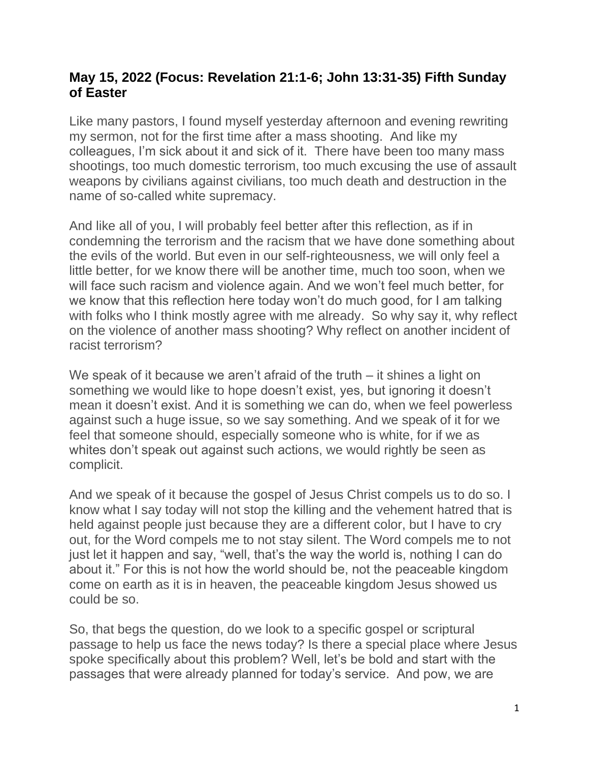**May 15, 2022 (Focus: Revelation 21:1-6; John 13:31-35) Fifth Sunday of Easter**

Like many pastors, I found myself yesterday afternoon and evening rewriting my sermon, not for the first time after a mass shooting. And like my colleagues, I'm sick about it and sick of it. There have been too many mass shootings, too much domestic terrorism, too much excusing the use of assault weapons by civilians against civilians, too much death and destruction in the name of so-called white supremacy.

And like all of you, I will probably feel better after this reflection, as if in condemning the terrorism and the racism that we have done something about the evils of the world. But even in our self-righteousness, we will only feel a little better, for we know there will be another time, much too soon, when we will face such racism and violence again. And we won't feel much better, for we know that this reflection here today won't do much good, for I am talking with folks who I think mostly agree with me already. So why say it, why reflect on the violence of another mass shooting? Why reflect on another incident of racist terrorism?

We speak of it because we aren't afraid of the truth – it shines a light on something we would like to hope doesn't exist, yes, but ignoring it doesn't mean it doesn't exist. And it is something we can do, when we feel powerless against such a huge issue, so we say something. And we speak of it for we feel that someone should, especially someone who is white, for if we as whites don't speak out against such actions, we would rightly be seen as complicit.

And we speak of it because the gospel of Jesus Christ compels us to do so. I know what I say today will not stop the killing and the vehement hatred that is held against people just because they are a different color, but I have to cry out, for the Word compels me to not stay silent. The Word compels me to not just let it happen and say, "well, that's the way the world is, nothing I can do about it." For this is not how the world should be, not the peaceable kingdom come on earth as it is in heaven, the peaceable kingdom Jesus showed us could be so.

So, that begs the question, do we look to a specific gospel or scriptural passage to help us face the news today? Is there a special place where Jesus spoke specifically about this problem? Well, let's be bold and start with the passages that were already planned for today's service. And pow, we are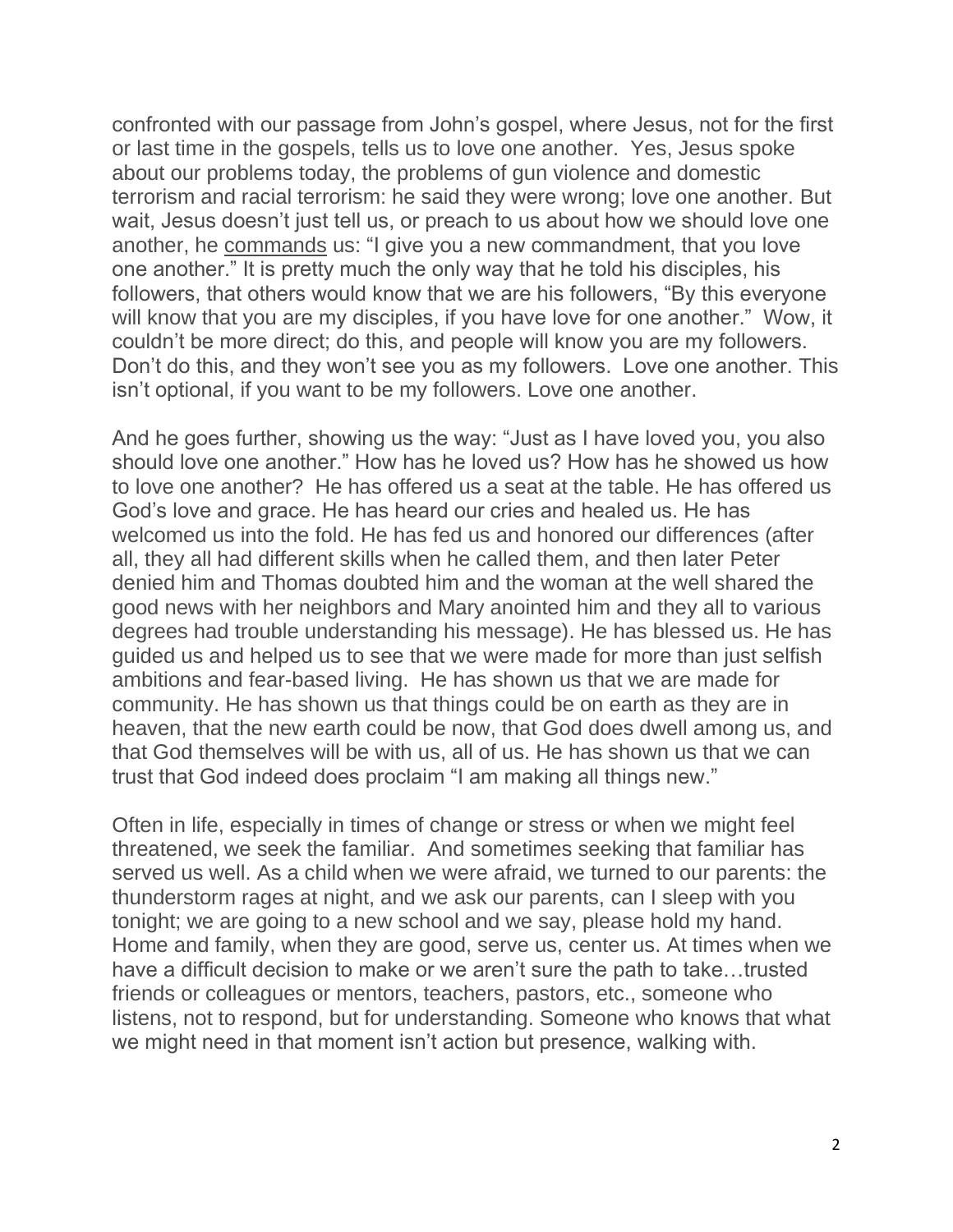confronted with our passage from John's gospel, where Jesus, not for the first or last time in the gospels, tells us to love one another. Yes, Jesus spoke about our problems today, the problems of gun violence and domestic terrorism and racial terrorism: he said they were wrong; love one another. But wait, Jesus doesn't just tell us, or preach to us about how we should love one another, he <u>commands</u> us: "I give you a new commandment, that you love one another." It is pretty much the only way that he told his disciples, his followers, that others would know that we are his followers, "By this everyone will know that you are my disciples, if you have love for one another." Wow, it couldn't be more direct; do this, and people will know you are my followers. Don't do this, and they won't see you as my followers. Love one another. This isn't optional, if you want to be my followers. Love one another.

And he goes further, showing us the way: "Just as I have loved you, you also should love one another." How has he loved us? How has he showed us how to love one another? He has offered us a seat at the table. He has offered us God's love and grace. He has heard our cries and healed us. He has welcomed us into the fold. He has fed us and honored our differences (after all, they all had different skills when he called them, and then later Peter denied him and Thomas doubted him and the woman at the well shared the good news with her neighbors and Mary anointed him and they all to various degrees had trouble understanding his message). He has blessed us. He has guided us and helped us to see that we were made for more than just selfish ambitions and fear-based living. He has shown us that we are made for community. He has shown us that things could be on earth as they are in heaven, that the new earth could be now, that God does dwell among us, and that God themselves will be with us, all of us. He has shown us that we can trust that God indeed does proclaim "I am making all things new."

Often in life, especially in times of change or stress or when we might feel threatened, we seek the familiar. And sometimes seeking that familiar has served us well. As a child when we were afraid, we turned to our parents: the thunderstorm rages at night, and we ask our parents, can I sleep with you tonight; we are going to a new school and we say, please hold my hand. Home and family, when they are good, serve us, center us. At times when we have a difficult decision to make or we aren't sure the path to take…trusted friends or colleagues or mentors, teachers, pastors, etc., someone who listens, not to respond, but for understanding. Someone who knows that what we might need in that moment isn't action but presence, walking with.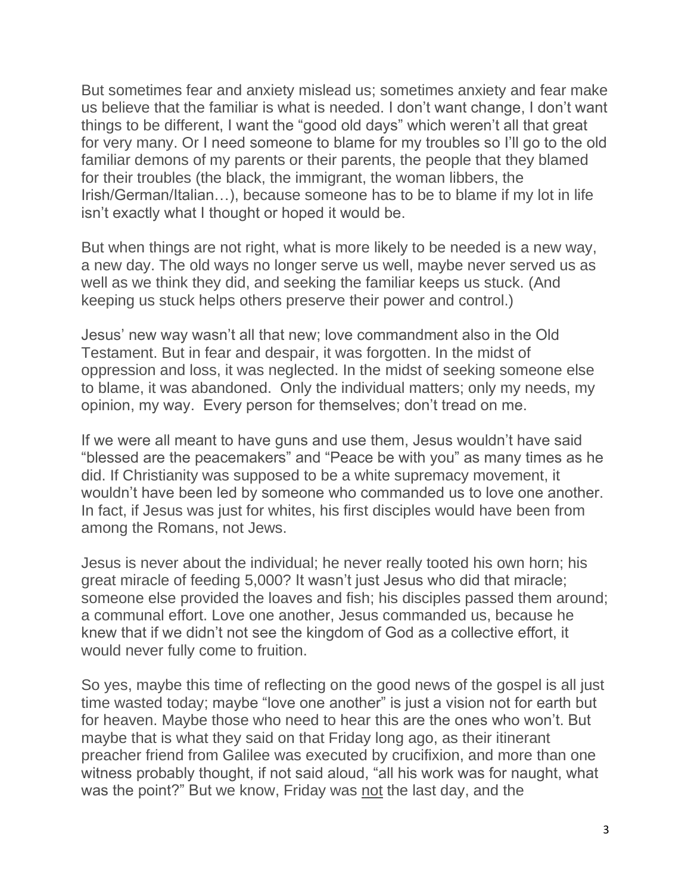But sometimes fear and anxiety mislead us; sometimes anxiety and fear make us believe that the familiar is what is needed. I don't want change, I don't want things to be different, I want the "good old days" which weren't all that great for very many. Or I need someone to blame for my troubles so I'll go to the old familiar demons of my parents or their parents, the people that they blamed for their troubles (the black, the immigrant, the woman libbers, the Irish/German/Italian…), because someone has to be to blame if my lot in life isn't exactly what I thought or hoped it would be.

But when things are not right, what is more likely to be needed is a new way, a new day. The old ways no longer serve us well, maybe never served us as well as we think they did, and seeking the familiar keeps us stuck. (And keeping us stuck helps others preserve their power and control.)

Jesus' new way wasn't all that new; love commandment also in the Old Testament. But in fear and despair, it was forgotten. In the midst of oppression and loss, it was neglected. In the midst of seeking someone else to blame, it was abandoned. Only the individual matters; only my needs, my opinion, my way. Every person for themselves; don't tread on me.

If we were all meant to have guns and use them, Jesus wouldn't have said "blessed are the peacemakers" and "Peace be with you" as many times as he did. If Christianity was supposed to be a white supremacy movement, it wouldn't have been led by someone who commanded us to love one another. In fact, if Jesus was just for whites, his first disciples would have been from among the Romans, not Jews.

Jesus is never about the individual; he never really tooted his own horn; his great miracle of feeding 5,000? It wasn't just Jesus who did that miracle; someone else provided the loaves and fish; his disciples passed them around; a communal effort. Love one another, Jesus commanded us, because he knew that if we didn't not see the kingdom of God as a collective effort, it would never fully come to fruition.

So yes, maybe this time of reflecting on the good news of the gospel is all just time wasted today; maybe "love one another" is just a vision not for earth but for heaven. Maybe those who need to hear this are the ones who won't. But maybe that is what they said on that Friday long ago, as their itinerant preacher friend from Galilee was executed by crucifixion, and more than one witness probably thought, if not said aloud, "all his work was for naught, what was the point?" But we know, Friday was <u>not</u> the last day, and the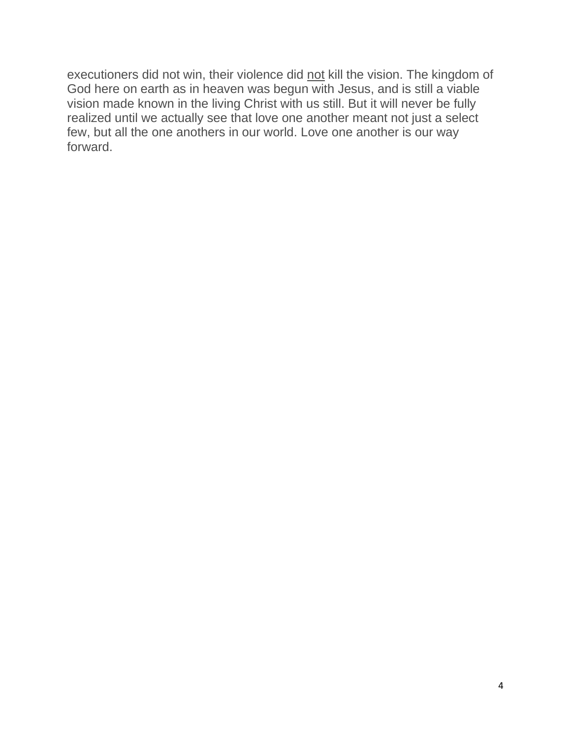executioners did not win, their violence did <u>not</u> kill the vision. The kingdom of God here on earth as in heaven was begun with Jesus, and is still a viable vision made known in the living Christ with us still. But it will never be fully realized until we actually see that love one another meant not just a select few, but all the one anothers in our world. Love one another is our way forward.